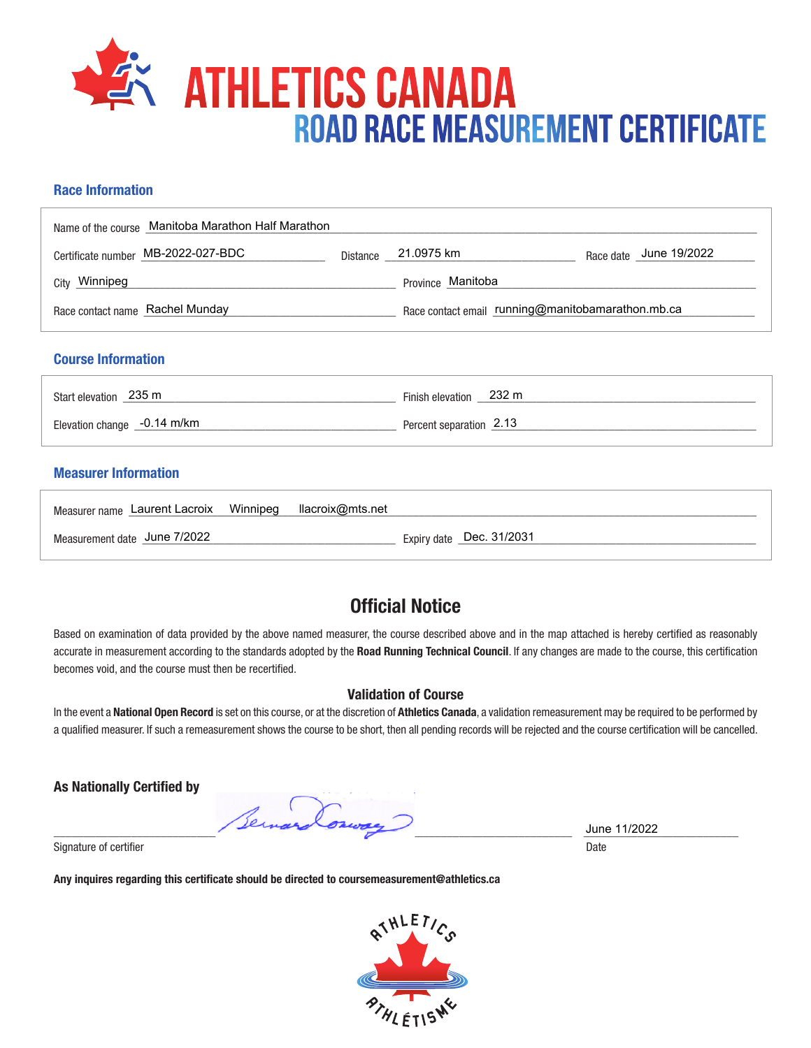# ATHLETICS CANADA
## ROAD RACE MEASUREMENT CERTIFICATE

### Race Information

Name of the course: Manitoba Marathon Half Marathon

Certificate number: MB-2022-027-BDC
Distance: 21.0975 km
Race date: June 19/2022

City: Winnipeg
Province: Manitoba

Race contact name: Rachel Munday
Race contact email: running@manitobamarathon.mb.ca

### Course Information

Start elevation: 235 m
Finish elevation: 232 m

Elevation change: -0.14 m/km
Percent separation: 2.13

### Measurer Information

Measurer name: Laurent Lacroix Winnipeg llacroix@mts.net

Measurement date: June 7/2022
Expiry date: Dec. 31/2031

## Official Notice

Based on examination of data provided by the above named measurer, the course described above and in the map attached is hereby certified as reasonably accurate in measurement according to the standards adopted by the **Road Running Technical Council**. If any changes are made to the course, this certification becomes void, and the course must then be recertified.

### Validation of Course

In the event a **National Open Record** is set on this course, or at the discretion of **Athletics Canada**, a validation remeasurement may be required to be performed by a qualified measurer. If such a remeasurement shows the course to be short, then all pending records will be rejected and the course certification will be cancelled.

**As Nationally Certified by**

Signature of certifier: Bernard Conway

Date: June 11/2022

**Any inquires regarding this certificate should be directed to coursemeasurement@athletics.ca**

ATHLETICS ATHLÉTISME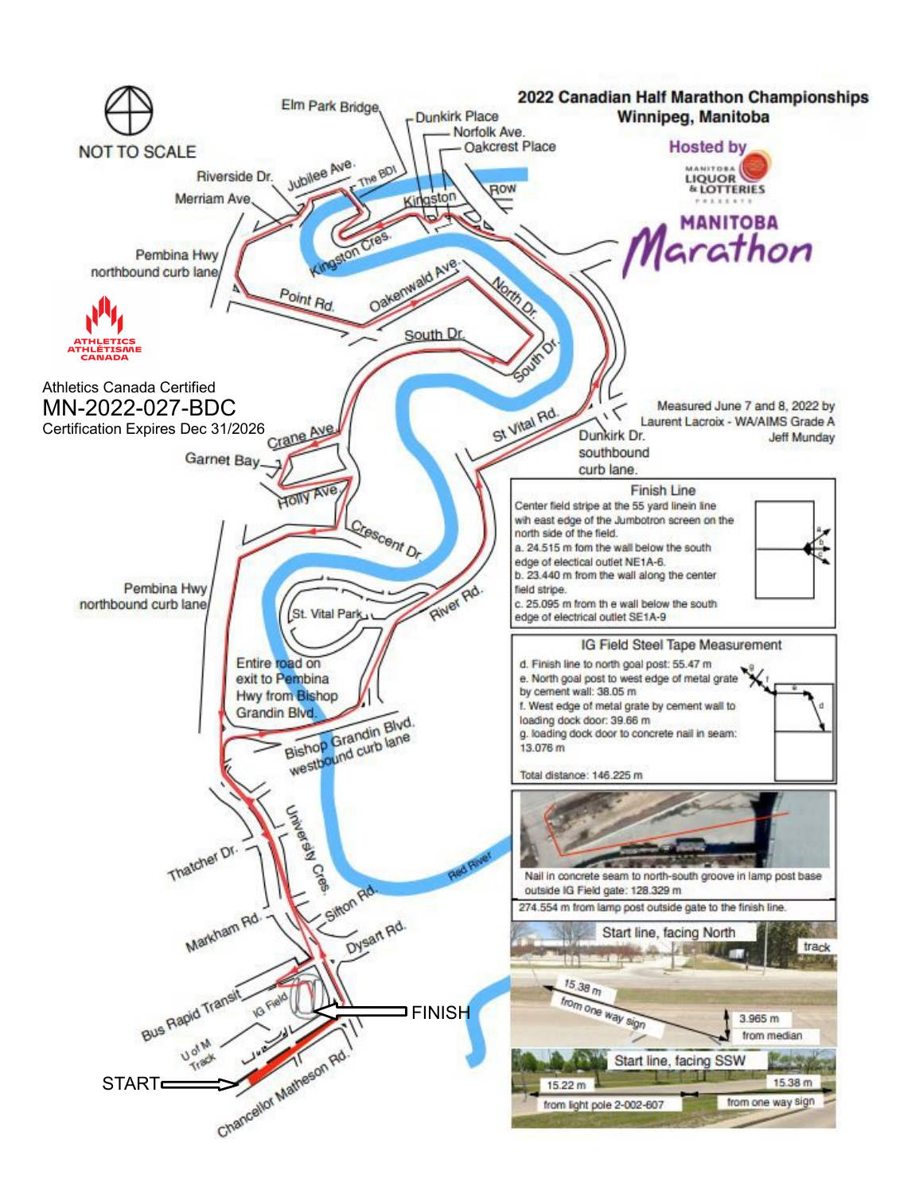# 2022 Canadian Half Marathon Championships
## Winnipeg, Manitoba

Hosted by Manitoba Liquor & Lotteries presents Manitoba Marathon

NOT TO SCALE

Athletics Canada Certified
MN-2022-027-BDC
Certification Expires Dec 31/2026

Measured June 7 and 8, 2022 by
Laurent Lacroix - WA/AIMS Grade A
Jeff Munday

Elm Park Bridge
Dunkirk Place
Norfolk Ave.
Oakcrest Place
Riverside Dr.
Jubilee Ave.
The BDI
Merriam Ave.
Kingston
Row
Kingston Cres.
Pembina Hwy northbound curb lane
Point Rd.
Oakenwald Ave.
North Dr.
South Dr.
South Dr.
St Vital Rd.
Dunkirk Dr. southbound curb lane.
Crane Ave.
Garnet Bay
Holly Ave.
Crescent Dr.
Pembina Hwy northbound curb lane
St. Vital Park
River Rd.
Entire road on exit to Pembina Hwy from Bishop Grandin Blvd.
Bishop Grandin Blvd. westbound curb lane
University Cres.
Red River
Thatcher Dr.
Sifton Rd.
Markham Rd.
Dysart Rd.
Bus Rapid Transit
IG Field
U of M Track
Chancellor Matheson Rd.
FINISH
START

### Finish Line

Center field stripe at the 55 yard linein line wih east edge of the Jumbotron screen on the north side of the field.

a. 24.515 m fom the wall below the south edge of electical outlet NE1A-6.

b. 23.440 m from the wall along the center field stripe.

c. 25.095 m from th e wall below the south edge of electrical outlet SE1A-9

### IG Field Steel Tape Measurement

d. Finish line to north goal post: 55.47 m

e. North goal post to west edge of metal grate by cement wall: 38.05 m

f. West edge of metal grate by cement wall to loading dock door: 39.66 m

g. loading dock door to concrete nail in seam: 13.076 m

Total distance: 146.225 m

Nail in concrete seam to north-south groove in lamp post base outside IG Field gate: 128.329 m

274.554 m from lamp post outside gate to the finish line.

### Start line, facing North

15.38 m from one way sign

3.965 m from median

track

### Start line, facing SSW

15.22 m from light pole 2-002-607

15.38 m from one way sign